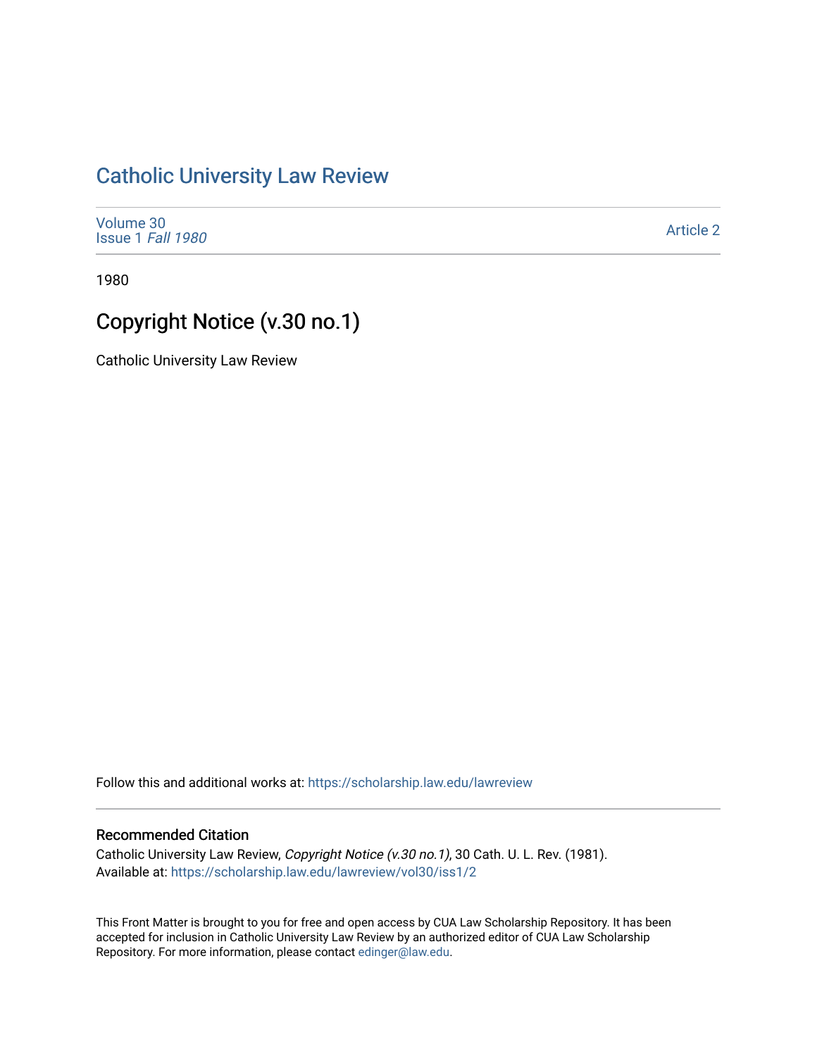# Catholic University Law Review

Volume 30
Issue 1 *Fall 1980*

Article 2

1980

## Copyright Notice (v.30 no.1)

Catholic University Law Review

Follow this and additional works at: https://scholarship.law.edu/lawreview

### Recommended Citation

Catholic University Law Review, *Copyright Notice (v.30 no.1)*, 30 Cath. U. L. Rev. (1981).
Available at: https://scholarship.law.edu/lawreview/vol30/iss1/2

This Front Matter is brought to you for free and open access by CUA Law Scholarship Repository. It has been accepted for inclusion in Catholic University Law Review by an authorized editor of CUA Law Scholarship Repository. For more information, please contact edinger@law.edu.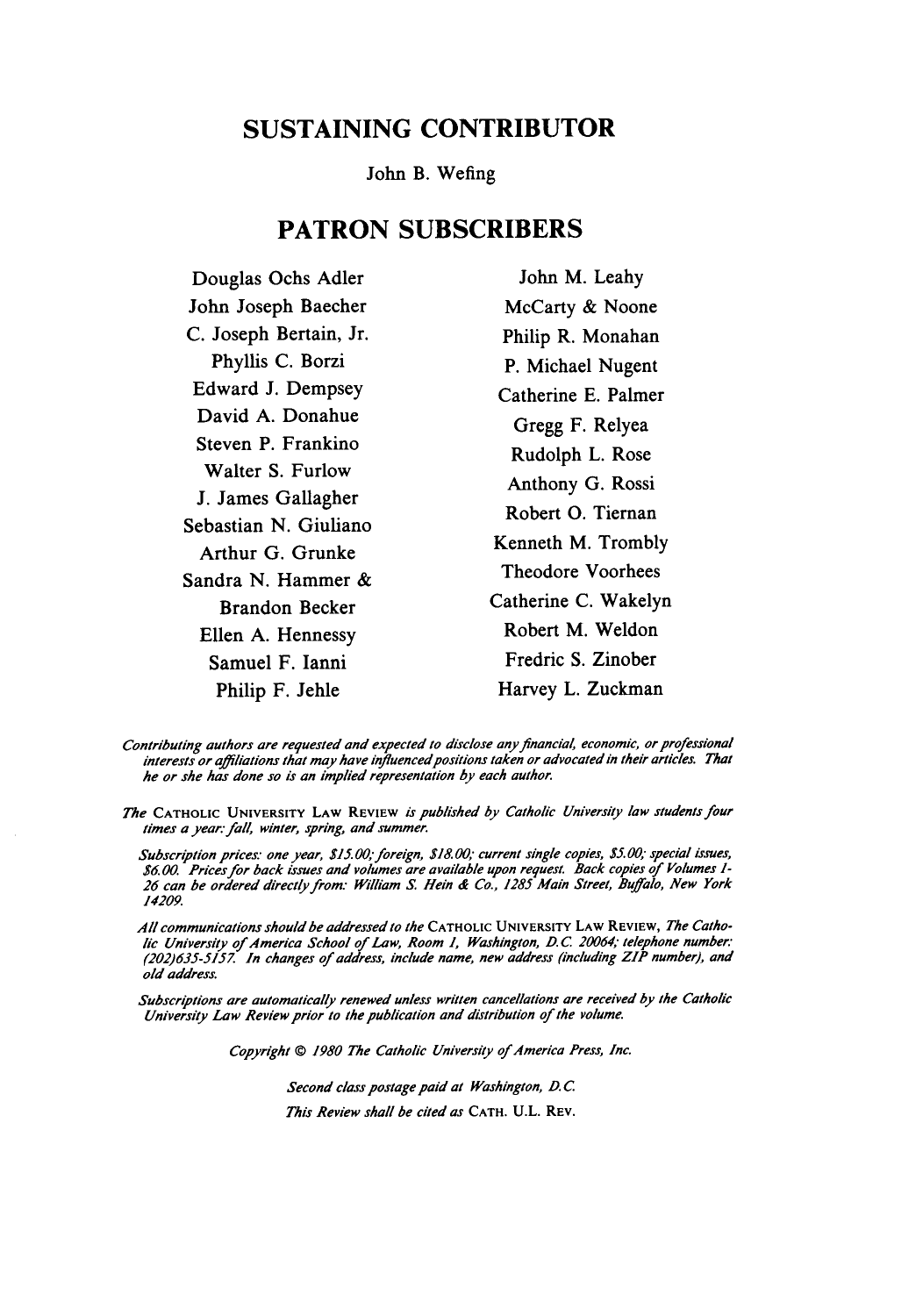## SUSTAINING CONTRIBUTOR

John B. Wefing

## PATRON SUBSCRIBERS

Douglas Ochs Adler
John Joseph Baecher
C. Joseph Bertain, Jr.
Phyllis C. Borzi
Edward J. Dempsey
David A. Donahue
Steven P. Frankino
Walter S. Furlow
J. James Gallagher
Sebastian N. Giuliano
Arthur G. Grunke
Sandra N. Hammer & Brandon Becker
Ellen A. Hennessy
Samuel F. Ianni
Philip F. Jehle
John M. Leahy
McCarty & Noone
Philip R. Monahan
P. Michael Nugent
Catherine E. Palmer
Gregg F. Relyea
Rudolph L. Rose
Anthony G. Rossi
Robert O. Tiernan
Kenneth M. Trombly
Theodore Voorhees
Catherine C. Wakelyn
Robert M. Weldon
Fredric S. Zinober
Harvey L. Zuckman

*Contributing authors are requested and expected to disclose any financial, economic, or professional interests or affiliations that may have influenced positions taken or advocated in their articles. That he or she has done so is an implied representation by each author.*

*The* CATHOLIC UNIVERSITY LAW REVIEW *is published by Catholic University law students four times a year: fall, winter, spring, and summer.*

*Subscription prices: one year, $15.00; foreign, $18.00; current single copies, $5.00; special issues, $6.00. Prices for back issues and volumes are available upon request. Back copies of Volumes 1-26 can be ordered directly from: William S. Hein & Co., 1285 Main Street, Buffalo, New York 14209.*

*All communications should be addressed to the* CATHOLIC UNIVERSITY LAW REVIEW, *The Catholic University of America School of Law, Room 1, Washington, D.C. 20064; telephone number: (202)635-5157. In changes of address, include name, new address (including ZIP number), and old address.*

*Subscriptions are automatically renewed unless written cancellations are received by the Catholic University Law Review prior to the publication and distribution of the volume.*

*Copyright © 1980 The Catholic University of America Press, Inc.*

*Second class postage paid at Washington, D.C.*

*This Review shall be cited as* CATH. U.L. REV.